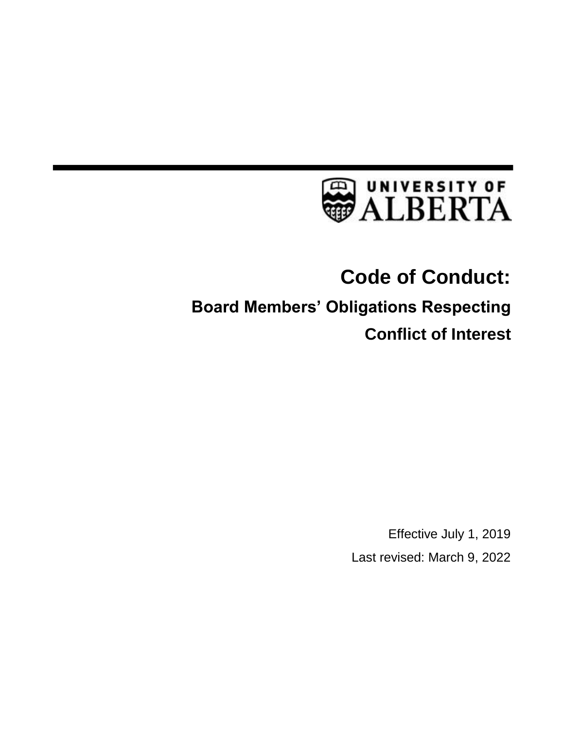UNIVERSITY OF ALBERTA

# Code of Conduct:

## Board Members' Obligations Respecting Conflict of Interest

Effective July 1, 2019

Last revised: March 9, 2022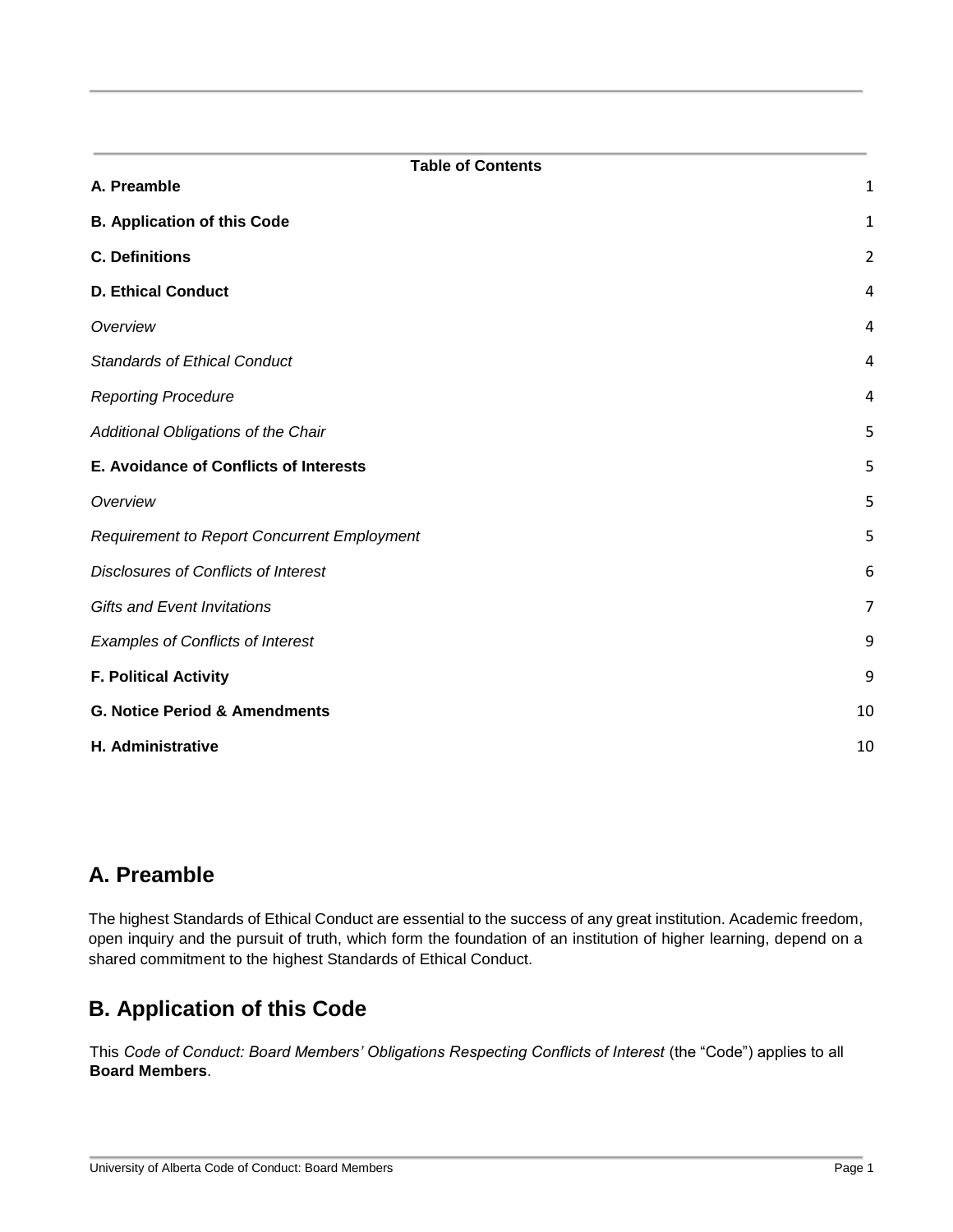**Table of Contents**

| | |
|---|---|
| **A. Preamble** | 1 |
| **B. Application of this Code** | 1 |
| **C. Definitions** | 2 |
| **D. Ethical Conduct** | 4 |
| *Overview* | 4 |
| *Standards of Ethical Conduct* | 4 |
| *Reporting Procedure* | 4 |
| *Additional Obligations of the Chair* | 5 |
| **E. Avoidance of Conflicts of Interests** | 5 |
| *Overview* | 5 |
| *Requirement to Report Concurrent Employment* | 5 |
| *Disclosures of Conflicts of Interest* | 6 |
| *Gifts and Event Invitations* | 7 |
| *Examples of Conflicts of Interest* | 9 |
| **F. Political Activity** | 9 |
| **G. Notice Period & Amendments** | 10 |
| **H. Administrative** | 10 |

## A. Preamble

The highest Standards of Ethical Conduct are essential to the success of any great institution. Academic freedom, open inquiry and the pursuit of truth, which form the foundation of an institution of higher learning, depend on a shared commitment to the highest Standards of Ethical Conduct.

## B. Application of this Code

This *Code of Conduct: Board Members' Obligations Respecting Conflicts of Interest* (the "Code") applies to all **Board Members**.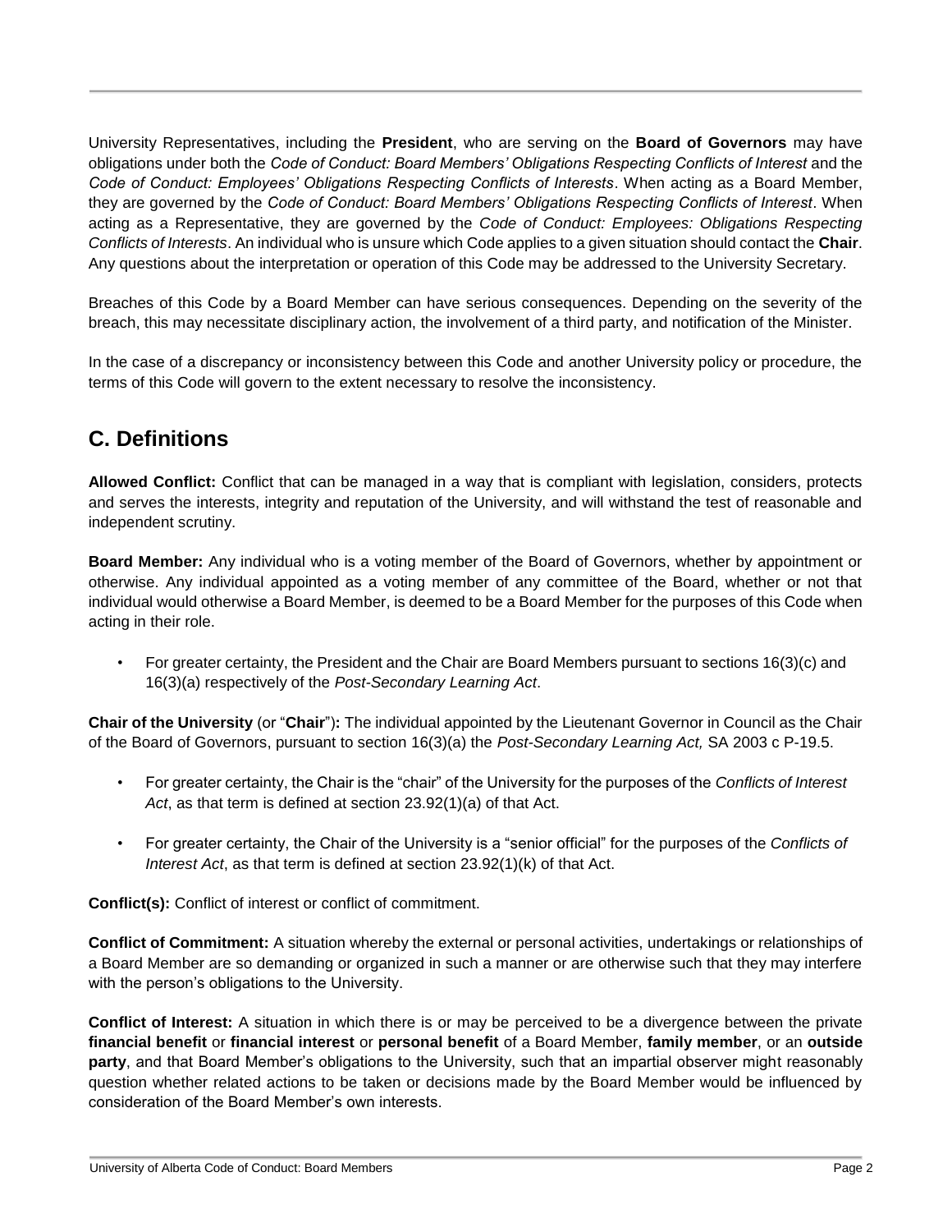University Representatives, including the **President**, who are serving on the **Board of Governors** may have obligations under both the *Code of Conduct: Board Members' Obligations Respecting Conflicts of Interest* and the *Code of Conduct: Employees' Obligations Respecting Conflicts of Interests*. When acting as a Board Member, they are governed by the *Code of Conduct: Board Members' Obligations Respecting Conflicts of Interest*. When acting as a Representative, they are governed by the *Code of Conduct: Employees: Obligations Respecting Conflicts of Interests*. An individual who is unsure which Code applies to a given situation should contact the **Chair**. Any questions about the interpretation or operation of this Code may be addressed to the University Secretary.

Breaches of this Code by a Board Member can have serious consequences. Depending on the severity of the breach, this may necessitate disciplinary action, the involvement of a third party, and notification of the Minister.

In the case of a discrepancy or inconsistency between this Code and another University policy or procedure, the terms of this Code will govern to the extent necessary to resolve the inconsistency.

## C. Definitions

**Allowed Conflict:** Conflict that can be managed in a way that is compliant with legislation, considers, protects and serves the interests, integrity and reputation of the University, and will withstand the test of reasonable and independent scrutiny.

**Board Member:** Any individual who is a voting member of the Board of Governors, whether by appointment or otherwise. Any individual appointed as a voting member of any committee of the Board, whether or not that individual would otherwise a Board Member, is deemed to be a Board Member for the purposes of this Code when acting in their role.

- For greater certainty, the President and the Chair are Board Members pursuant to sections 16(3)(c) and 16(3)(a) respectively of the *Post-Secondary Learning Act*.

**Chair of the University** (or "**Chair**")**:** The individual appointed by the Lieutenant Governor in Council as the Chair of the Board of Governors, pursuant to section 16(3)(a) the *Post-Secondary Learning Act,* SA 2003 c P-19.5.

- For greater certainty, the Chair is the "chair" of the University for the purposes of the *Conflicts of Interest Act*, as that term is defined at section 23.92(1)(a) of that Act.
- For greater certainty, the Chair of the University is a "senior official" for the purposes of the *Conflicts of Interest Act*, as that term is defined at section 23.92(1)(k) of that Act.

**Conflict(s):** Conflict of interest or conflict of commitment.

**Conflict of Commitment:** A situation whereby the external or personal activities, undertakings or relationships of a Board Member are so demanding or organized in such a manner or are otherwise such that they may interfere with the person's obligations to the University.

**Conflict of Interest:** A situation in which there is or may be perceived to be a divergence between the private **financial benefit** or **financial interest** or **personal benefit** of a Board Member, **family member**, or an **outside party**, and that Board Member's obligations to the University, such that an impartial observer might reasonably question whether related actions to be taken or decisions made by the Board Member would be influenced by consideration of the Board Member's own interests.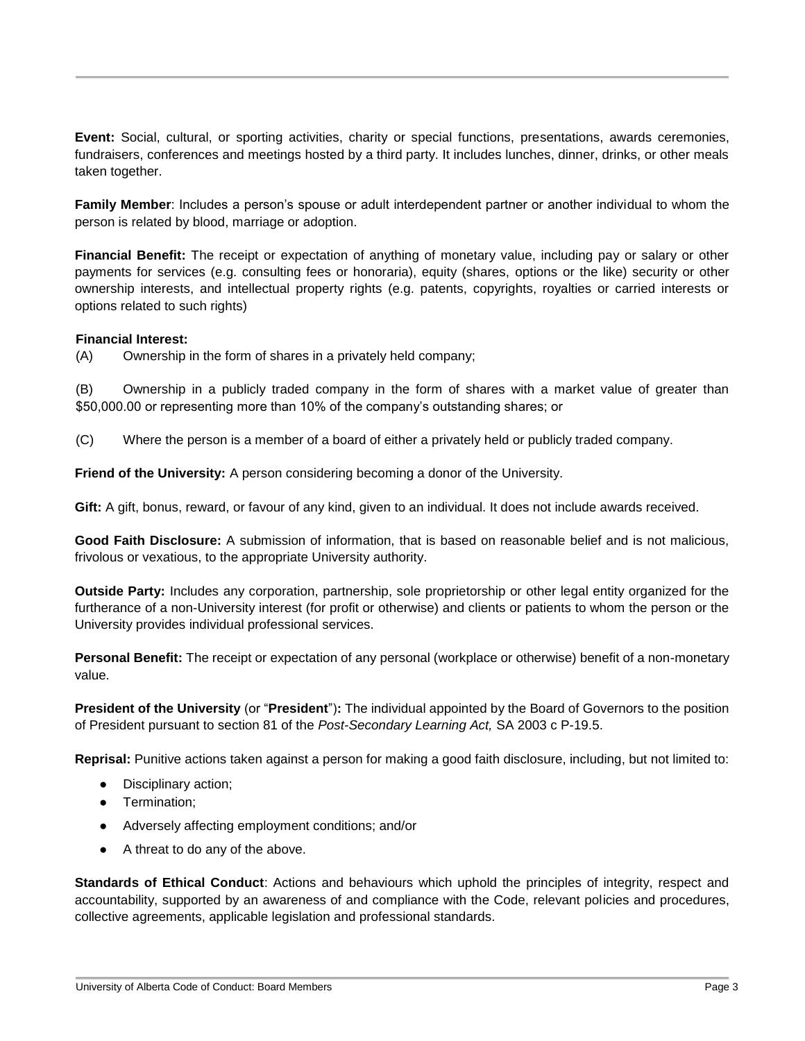**Event:** Social, cultural, or sporting activities, charity or special functions, presentations, awards ceremonies, fundraisers, conferences and meetings hosted by a third party. It includes lunches, dinner, drinks, or other meals taken together.

**Family Member**: Includes a person's spouse or adult interdependent partner or another individual to whom the person is related by blood, marriage or adoption.

**Financial Benefit:** The receipt or expectation of anything of monetary value, including pay or salary or other payments for services (e.g. consulting fees or honoraria), equity (shares, options or the like) security or other ownership interests, and intellectual property rights (e.g. patents, copyrights, royalties or carried interests or options related to such rights)

**Financial Interest:**

(A) Ownership in the form of shares in a privately held company;

(B) Ownership in a publicly traded company in the form of shares with a market value of greater than $50,000.00 or representing more than 10% of the company's outstanding shares; or

(C) Where the person is a member of a board of either a privately held or publicly traded company.

**Friend of the University:** A person considering becoming a donor of the University.

**Gift:** A gift, bonus, reward, or favour of any kind, given to an individual. It does not include awards received.

**Good Faith Disclosure:** A submission of information, that is based on reasonable belief and is not malicious, frivolous or vexatious, to the appropriate University authority.

**Outside Party:** Includes any corporation, partnership, sole proprietorship or other legal entity organized for the furtherance of a non-University interest (for profit or otherwise) and clients or patients to whom the person or the University provides individual professional services.

**Personal Benefit:** The receipt or expectation of any personal (workplace or otherwise) benefit of a non-monetary value.

**President of the University** (or "**President**")**:** The individual appointed by the Board of Governors to the position of President pursuant to section 81 of the *Post-Secondary Learning Act,* SA 2003 c P-19.5.

**Reprisal:** Punitive actions taken against a person for making a good faith disclosure, including, but not limited to:

- Disciplinary action;
- Termination;
- Adversely affecting employment conditions; and/or
- A threat to do any of the above.

**Standards of Ethical Conduct**: Actions and behaviours which uphold the principles of integrity, respect and accountability, supported by an awareness of and compliance with the Code, relevant policies and procedures, collective agreements, applicable legislation and professional standards.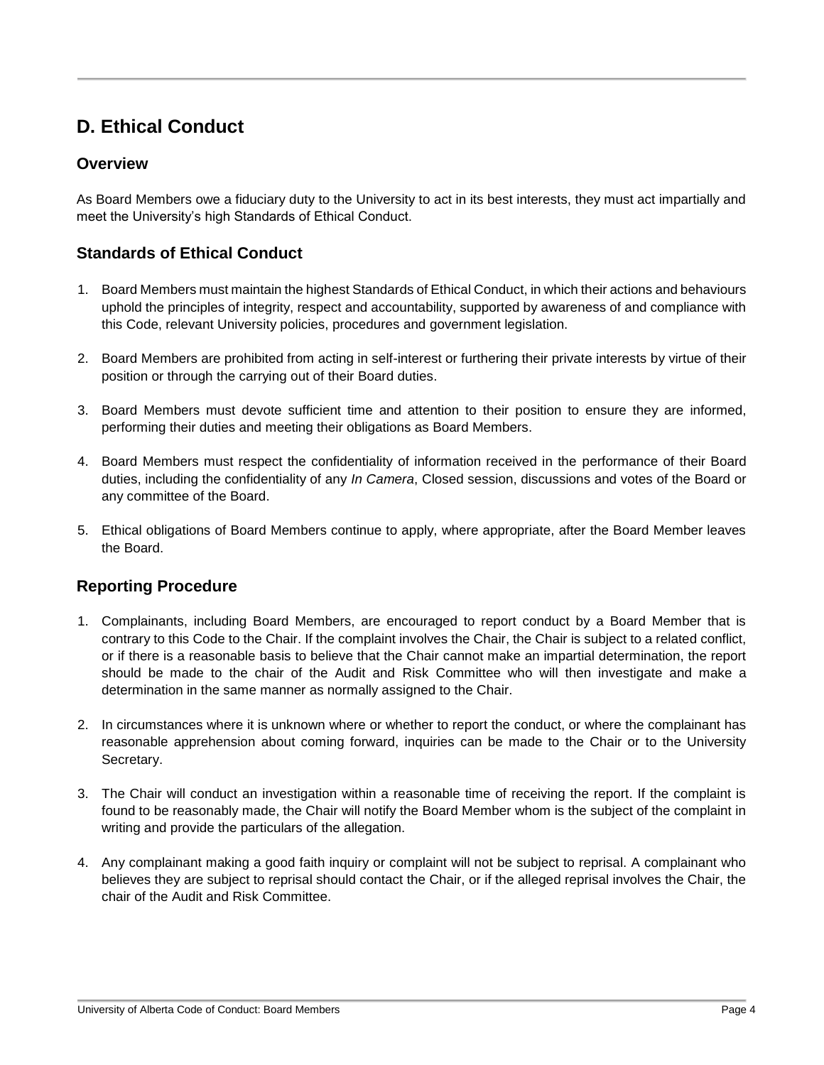## D. Ethical Conduct

### Overview

As Board Members owe a fiduciary duty to the University to act in its best interests, they must act impartially and meet the University's high Standards of Ethical Conduct.

### Standards of Ethical Conduct

1. Board Members must maintain the highest Standards of Ethical Conduct, in which their actions and behaviours uphold the principles of integrity, respect and accountability, supported by awareness of and compliance with this Code, relevant University policies, procedures and government legislation.

2. Board Members are prohibited from acting in self-interest or furthering their private interests by virtue of their position or through the carrying out of their Board duties.

3. Board Members must devote sufficient time and attention to their position to ensure they are informed, performing their duties and meeting their obligations as Board Members.

4. Board Members must respect the confidentiality of information received in the performance of their Board duties, including the confidentiality of any *In Camera*, Closed session, discussions and votes of the Board or any committee of the Board.

5. Ethical obligations of Board Members continue to apply, where appropriate, after the Board Member leaves the Board.

### Reporting Procedure

1. Complainants, including Board Members, are encouraged to report conduct by a Board Member that is contrary to this Code to the Chair. If the complaint involves the Chair, the Chair is subject to a related conflict, or if there is a reasonable basis to believe that the Chair cannot make an impartial determination, the report should be made to the chair of the Audit and Risk Committee who will then investigate and make a determination in the same manner as normally assigned to the Chair.

2. In circumstances where it is unknown where or whether to report the conduct, or where the complainant has reasonable apprehension about coming forward, inquiries can be made to the Chair or to the University Secretary.

3. The Chair will conduct an investigation within a reasonable time of receiving the report. If the complaint is found to be reasonably made, the Chair will notify the Board Member whom is the subject of the complaint in writing and provide the particulars of the allegation.

4. Any complainant making a good faith inquiry or complaint will not be subject to reprisal. A complainant who believes they are subject to reprisal should contact the Chair, or if the alleged reprisal involves the Chair, the chair of the Audit and Risk Committee.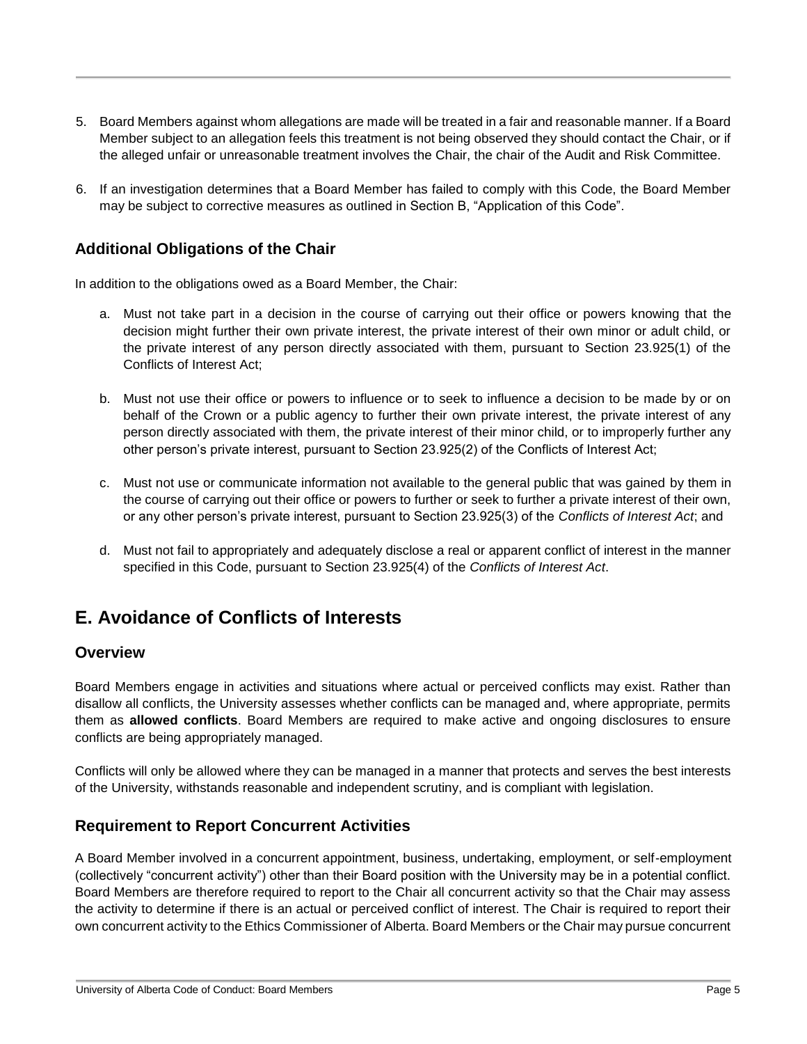5. Board Members against whom allegations are made will be treated in a fair and reasonable manner. If a Board Member subject to an allegation feels this treatment is not being observed they should contact the Chair, or if the alleged unfair or unreasonable treatment involves the Chair, the chair of the Audit and Risk Committee.

6. If an investigation determines that a Board Member has failed to comply with this Code, the Board Member may be subject to corrective measures as outlined in Section B, "Application of this Code".

### Additional Obligations of the Chair

In addition to the obligations owed as a Board Member, the Chair:

a. Must not take part in a decision in the course of carrying out their office or powers knowing that the decision might further their own private interest, the private interest of their own minor or adult child, or the private interest of any person directly associated with them, pursuant to Section 23.925(1) of the Conflicts of Interest Act;

b. Must not use their office or powers to influence or to seek to influence a decision to be made by or on behalf of the Crown or a public agency to further their own private interest, the private interest of any person directly associated with them, the private interest of their minor child, or to improperly further any other person's private interest, pursuant to Section 23.925(2) of the Conflicts of Interest Act;

c. Must not use or communicate information not available to the general public that was gained by them in the course of carrying out their office or powers to further or seek to further a private interest of their own, or any other person's private interest, pursuant to Section 23.925(3) of the *Conflicts of Interest Act*; and

d. Must not fail to appropriately and adequately disclose a real or apparent conflict of interest in the manner specified in this Code, pursuant to Section 23.925(4) of the *Conflicts of Interest Act*.

## E. Avoidance of Conflicts of Interests

### Overview

Board Members engage in activities and situations where actual or perceived conflicts may exist. Rather than disallow all conflicts, the University assesses whether conflicts can be managed and, where appropriate, permits them as **allowed conflicts**. Board Members are required to make active and ongoing disclosures to ensure conflicts are being appropriately managed.

Conflicts will only be allowed where they can be managed in a manner that protects and serves the best interests of the University, withstands reasonable and independent scrutiny, and is compliant with legislation.

### Requirement to Report Concurrent Activities

A Board Member involved in a concurrent appointment, business, undertaking, employment, or self-employment (collectively "concurrent activity") other than their Board position with the University may be in a potential conflict. Board Members are therefore required to report to the Chair all concurrent activity so that the Chair may assess the activity to determine if there is an actual or perceived conflict of interest. The Chair is required to report their own concurrent activity to the Ethics Commissioner of Alberta. Board Members or the Chair may pursue concurrent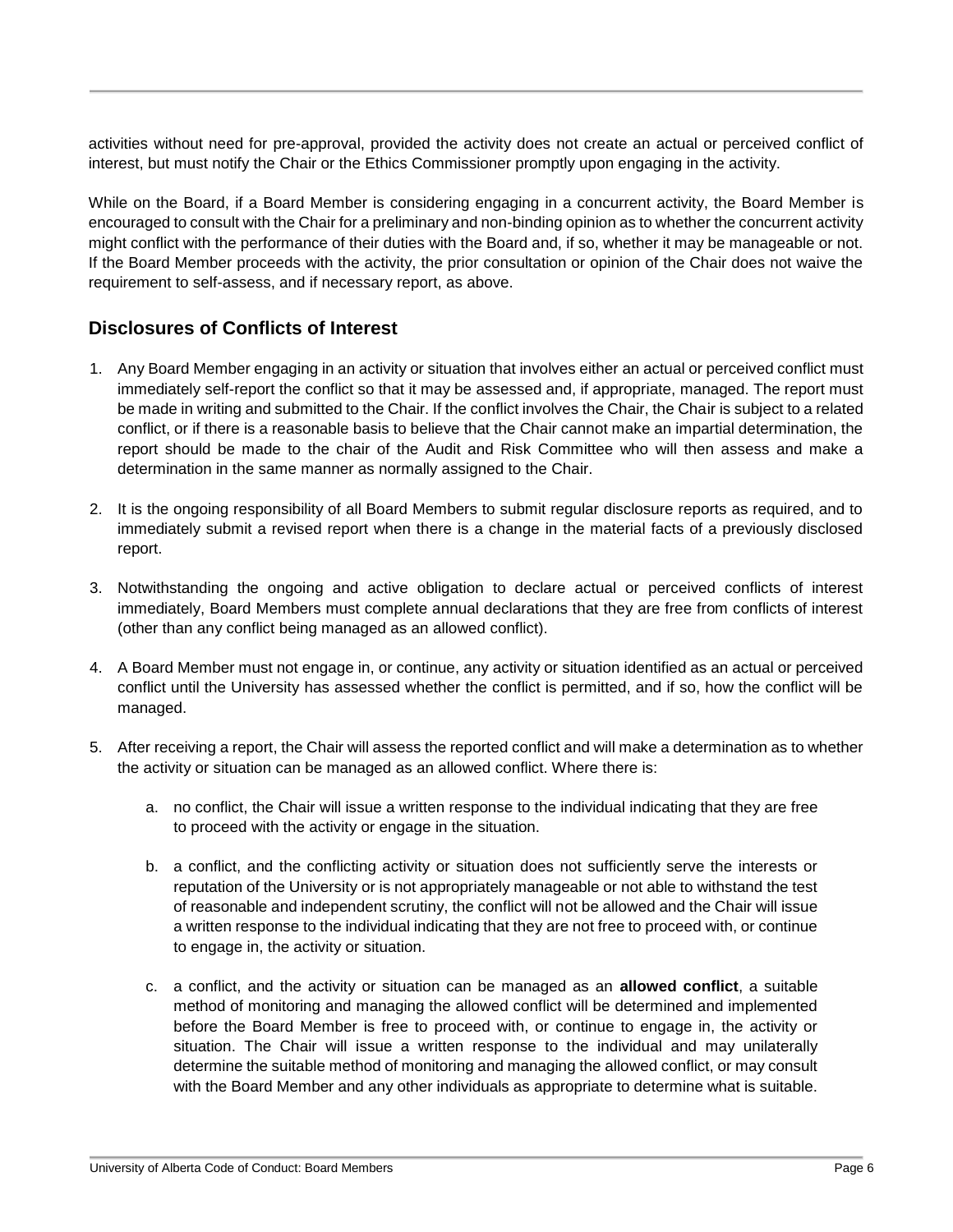activities without need for pre-approval, provided the activity does not create an actual or perceived conflict of interest, but must notify the Chair or the Ethics Commissioner promptly upon engaging in the activity.

While on the Board, if a Board Member is considering engaging in a concurrent activity, the Board Member is encouraged to consult with the Chair for a preliminary and non-binding opinion as to whether the concurrent activity might conflict with the performance of their duties with the Board and, if so, whether it may be manageable or not. If the Board Member proceeds with the activity, the prior consultation or opinion of the Chair does not waive the requirement to self-assess, and if necessary report, as above.

## Disclosures of Conflicts of Interest

1. Any Board Member engaging in an activity or situation that involves either an actual or perceived conflict must immediately self-report the conflict so that it may be assessed and, if appropriate, managed. The report must be made in writing and submitted to the Chair. If the conflict involves the Chair, the Chair is subject to a related conflict, or if there is a reasonable basis to believe that the Chair cannot make an impartial determination, the report should be made to the chair of the Audit and Risk Committee who will then assess and make a determination in the same manner as normally assigned to the Chair.

2. It is the ongoing responsibility of all Board Members to submit regular disclosure reports as required, and to immediately submit a revised report when there is a change in the material facts of a previously disclosed report.

3. Notwithstanding the ongoing and active obligation to declare actual or perceived conflicts of interest immediately, Board Members must complete annual declarations that they are free from conflicts of interest (other than any conflict being managed as an allowed conflict).

4. A Board Member must not engage in, or continue, any activity or situation identified as an actual or perceived conflict until the University has assessed whether the conflict is permitted, and if so, how the conflict will be managed.

5. After receiving a report, the Chair will assess the reported conflict and will make a determination as to whether the activity or situation can be managed as an allowed conflict. Where there is:

   a. no conflict, the Chair will issue a written response to the individual indicating that they are free to proceed with the activity or engage in the situation.

   b. a conflict, and the conflicting activity or situation does not sufficiently serve the interests or reputation of the University or is not appropriately manageable or not able to withstand the test of reasonable and independent scrutiny, the conflict will not be allowed and the Chair will issue a written response to the individual indicating that they are not free to proceed with, or continue to engage in, the activity or situation.

   c. a conflict, and the activity or situation can be managed as an **allowed conflict**, a suitable method of monitoring and managing the allowed conflict will be determined and implemented before the Board Member is free to proceed with, or continue to engage in, the activity or situation. The Chair will issue a written response to the individual and may unilaterally determine the suitable method of monitoring and managing the allowed conflict, or may consult with the Board Member and any other individuals as appropriate to determine what is suitable.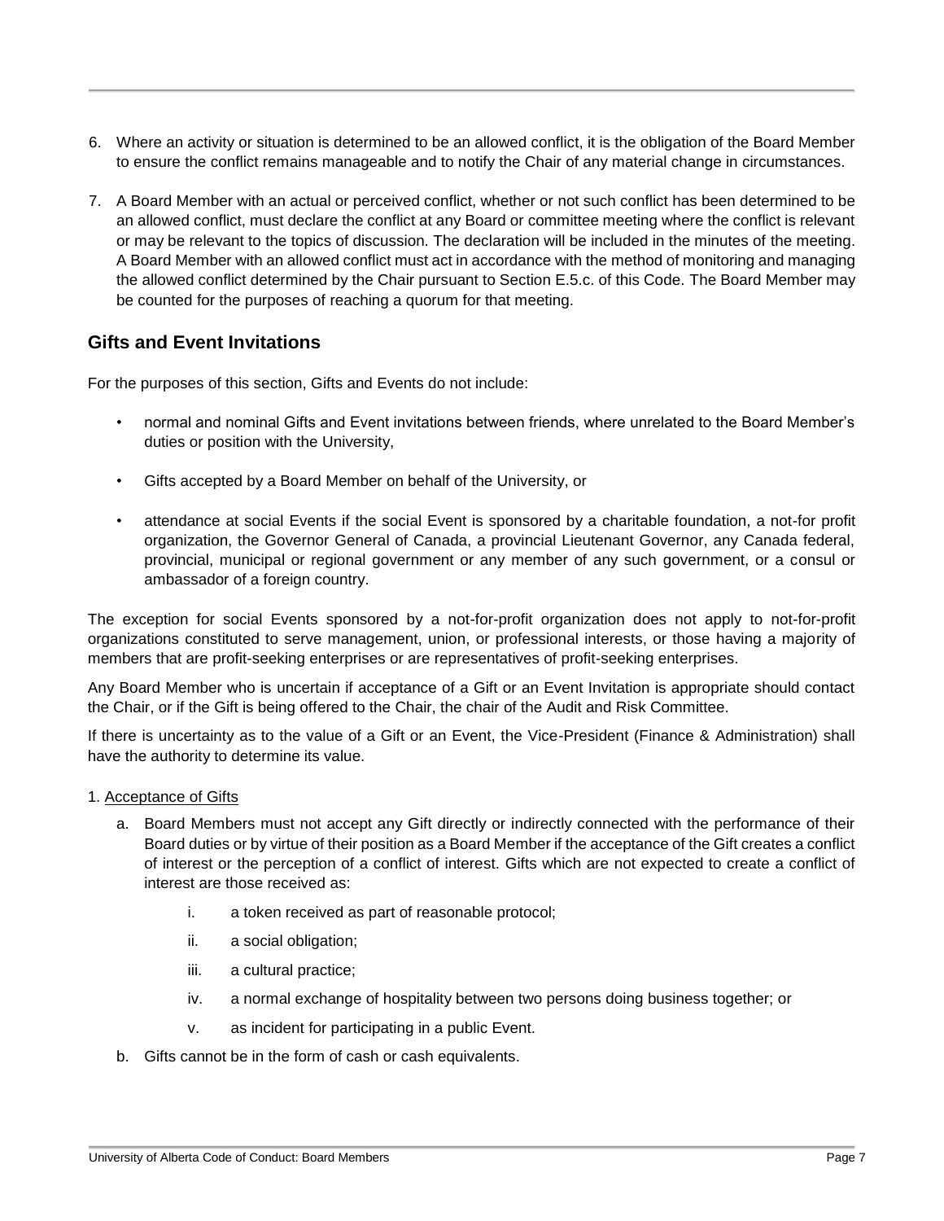6. Where an activity or situation is determined to be an allowed conflict, it is the obligation of the Board Member to ensure the conflict remains manageable and to notify the Chair of any material change in circumstances.

7. A Board Member with an actual or perceived conflict, whether or not such conflict has been determined to be an allowed conflict, must declare the conflict at any Board or committee meeting where the conflict is relevant or may be relevant to the topics of discussion. The declaration will be included in the minutes of the meeting. A Board Member with an allowed conflict must act in accordance with the method of monitoring and managing the allowed conflict determined by the Chair pursuant to Section E.5.c. of this Code. The Board Member may be counted for the purposes of reaching a quorum for that meeting.

## Gifts and Event Invitations

For the purposes of this section, Gifts and Events do not include:

- normal and nominal Gifts and Event invitations between friends, where unrelated to the Board Member's duties or position with the University,
- Gifts accepted by a Board Member on behalf of the University, or
- attendance at social Events if the social Event is sponsored by a charitable foundation, a not-for profit organization, the Governor General of Canada, a provincial Lieutenant Governor, any Canada federal, provincial, municipal or regional government or any member of any such government, or a consul or ambassador of a foreign country.

The exception for social Events sponsored by a not-for-profit organization does not apply to not-for-profit organizations constituted to serve management, union, or professional interests, or those having a majority of members that are profit-seeking enterprises or are representatives of profit-seeking enterprises.

Any Board Member who is uncertain if acceptance of a Gift or an Event Invitation is appropriate should contact the Chair, or if the Gift is being offered to the Chair, the chair of the Audit and Risk Committee.

If there is uncertainty as to the value of a Gift or an Event, the Vice-President (Finance & Administration) shall have the authority to determine its value.

1. Acceptance of Gifts

   a. Board Members must not accept any Gift directly or indirectly connected with the performance of their Board duties or by virtue of their position as a Board Member if the acceptance of the Gift creates a conflict of interest or the perception of a conflict of interest. Gifts which are not expected to create a conflict of interest are those received as:

      i. a token received as part of reasonable protocol;

      ii. a social obligation;

      iii. a cultural practice;

      iv. a normal exchange of hospitality between two persons doing business together; or

      v. as incident for participating in a public Event.

   b. Gifts cannot be in the form of cash or cash equivalents.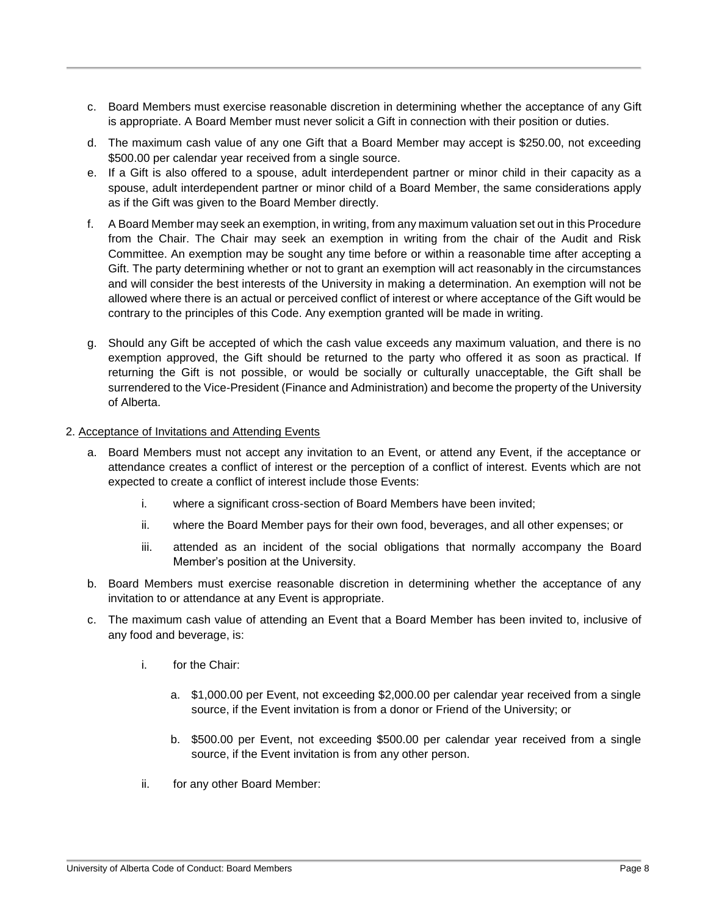c. Board Members must exercise reasonable discretion in determining whether the acceptance of any Gift is appropriate. A Board Member must never solicit a Gift in connection with their position or duties.

d. The maximum cash value of any one Gift that a Board Member may accept is $250.00, not exceeding $500.00 per calendar year received from a single source.

e. If a Gift is also offered to a spouse, adult interdependent partner or minor child in their capacity as a spouse, adult interdependent partner or minor child of a Board Member, the same considerations apply as if the Gift was given to the Board Member directly.

f. A Board Member may seek an exemption, in writing, from any maximum valuation set out in this Procedure from the Chair. The Chair may seek an exemption in writing from the chair of the Audit and Risk Committee. An exemption may be sought any time before or within a reasonable time after accepting a Gift. The party determining whether or not to grant an exemption will act reasonably in the circumstances and will consider the best interests of the University in making a determination. An exemption will not be allowed where there is an actual or perceived conflict of interest or where acceptance of the Gift would be contrary to the principles of this Code. Any exemption granted will be made in writing.

g. Should any Gift be accepted of which the cash value exceeds any maximum valuation, and there is no exemption approved, the Gift should be returned to the party who offered it as soon as practical. If returning the Gift is not possible, or would be socially or culturally unacceptable, the Gift shall be surrendered to the Vice-President (Finance and Administration) and become the property of the University of Alberta.

2. Acceptance of Invitations and Attending Events

a. Board Members must not accept any invitation to an Event, or attend any Event, if the acceptance or attendance creates a conflict of interest or the perception of a conflict of interest. Events which are not expected to create a conflict of interest include those Events:

    i. where a significant cross-section of Board Members have been invited;

    ii. where the Board Member pays for their own food, beverages, and all other expenses; or

    iii. attended as an incident of the social obligations that normally accompany the Board Member's position at the University.

b. Board Members must exercise reasonable discretion in determining whether the acceptance of any invitation to or attendance at any Event is appropriate.

c. The maximum cash value of attending an Event that a Board Member has been invited to, inclusive of any food and beverage, is:

    i. for the Chair:

        a. $1,000.00 per Event, not exceeding $2,000.00 per calendar year received from a single source, if the Event invitation is from a donor or Friend of the University; or

        b. $500.00 per Event, not exceeding $500.00 per calendar year received from a single source, if the Event invitation is from any other person.

    ii. for any other Board Member: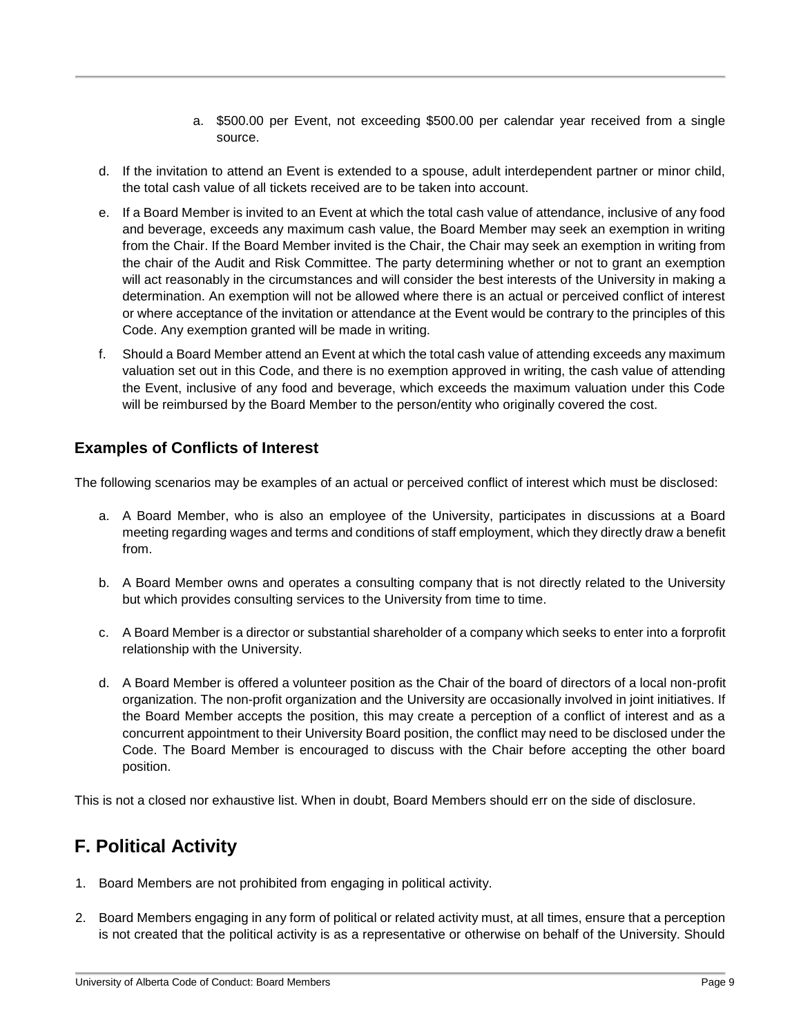a. $500.00 per Event, not exceeding $500.00 per calendar year received from a single source.

d. If the invitation to attend an Event is extended to a spouse, adult interdependent partner or minor child, the total cash value of all tickets received are to be taken into account.

e. If a Board Member is invited to an Event at which the total cash value of attendance, inclusive of any food and beverage, exceeds any maximum cash value, the Board Member may seek an exemption in writing from the Chair. If the Board Member invited is the Chair, the Chair may seek an exemption in writing from the chair of the Audit and Risk Committee. The party determining whether or not to grant an exemption will act reasonably in the circumstances and will consider the best interests of the University in making a determination. An exemption will not be allowed where there is an actual or perceived conflict of interest or where acceptance of the invitation or attendance at the Event would be contrary to the principles of this Code. Any exemption granted will be made in writing.

f. Should a Board Member attend an Event at which the total cash value of attending exceeds any maximum valuation set out in this Code, and there is no exemption approved in writing, the cash value of attending the Event, inclusive of any food and beverage, which exceeds the maximum valuation under this Code will be reimbursed by the Board Member to the person/entity who originally covered the cost.

### Examples of Conflicts of Interest

The following scenarios may be examples of an actual or perceived conflict of interest which must be disclosed:

a. A Board Member, who is also an employee of the University, participates in discussions at a Board meeting regarding wages and terms and conditions of staff employment, which they directly draw a benefit from.

b. A Board Member owns and operates a consulting company that is not directly related to the University but which provides consulting services to the University from time to time.

c. A Board Member is a director or substantial shareholder of a company which seeks to enter into a forprofit relationship with the University.

d. A Board Member is offered a volunteer position as the Chair of the board of directors of a local non-profit organization. The non-profit organization and the University are occasionally involved in joint initiatives. If the Board Member accepts the position, this may create a perception of a conflict of interest and as a concurrent appointment to their University Board position, the conflict may need to be disclosed under the Code. The Board Member is encouraged to discuss with the Chair before accepting the other board position.

This is not a closed nor exhaustive list. When in doubt, Board Members should err on the side of disclosure.

## F. Political Activity

1. Board Members are not prohibited from engaging in political activity.

2. Board Members engaging in any form of political or related activity must, at all times, ensure that a perception is not created that the political activity is as a representative or otherwise on behalf of the University. Should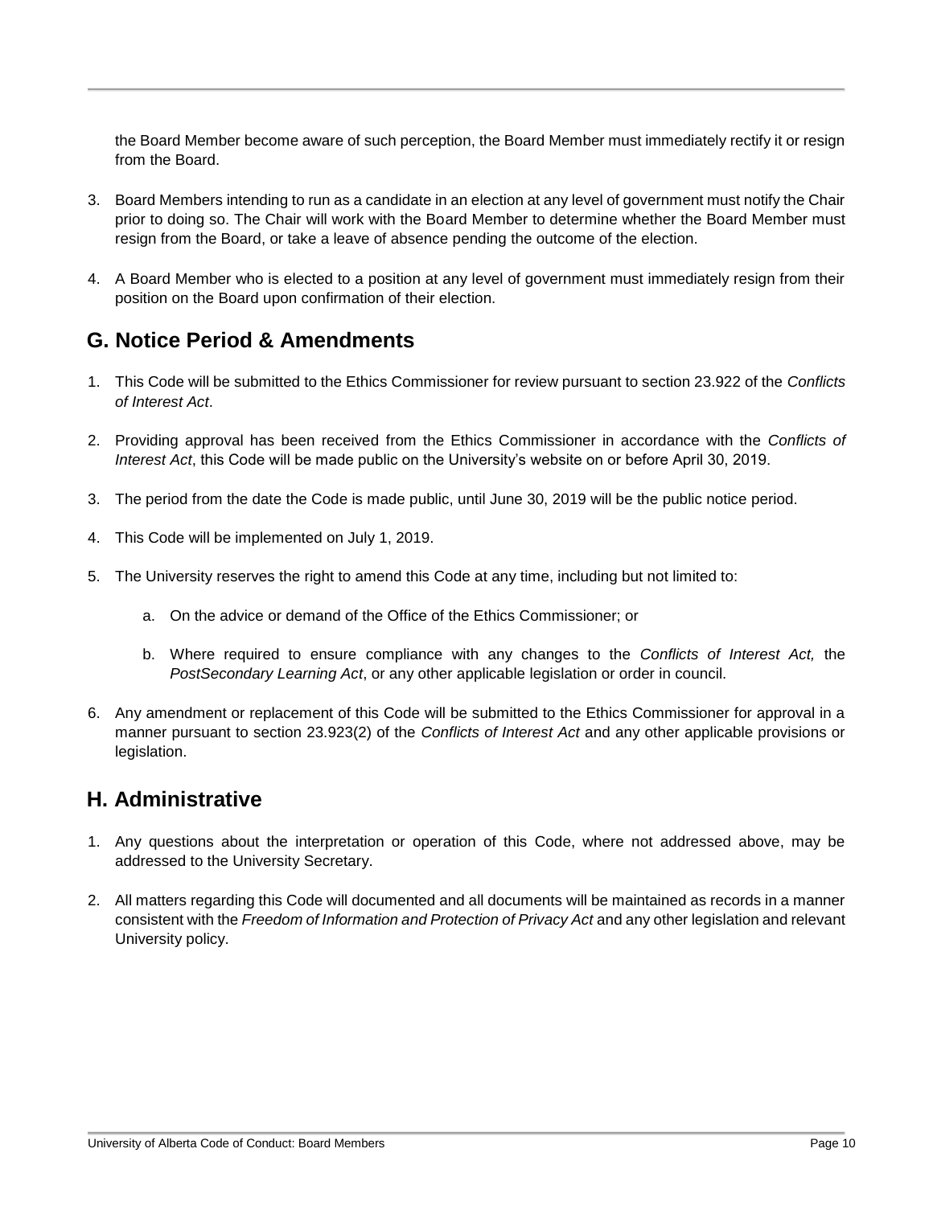the Board Member become aware of such perception, the Board Member must immediately rectify it or resign from the Board.

3. Board Members intending to run as a candidate in an election at any level of government must notify the Chair prior to doing so. The Chair will work with the Board Member to determine whether the Board Member must resign from the Board, or take a leave of absence pending the outcome of the election.

4. A Board Member who is elected to a position at any level of government must immediately resign from their position on the Board upon confirmation of their election.

## G. Notice Period & Amendments

1. This Code will be submitted to the Ethics Commissioner for review pursuant to section 23.922 of the *Conflicts of Interest Act*.

2. Providing approval has been received from the Ethics Commissioner in accordance with the *Conflicts of Interest Act*, this Code will be made public on the University's website on or before April 30, 2019.

3. The period from the date the Code is made public, until June 30, 2019 will be the public notice period.

4. This Code will be implemented on July 1, 2019.

5. The University reserves the right to amend this Code at any time, including but not limited to:

    a. On the advice or demand of the Office of the Ethics Commissioner; or

    b. Where required to ensure compliance with any changes to the *Conflicts of Interest Act,* the *PostSecondary Learning Act*, or any other applicable legislation or order in council.

6. Any amendment or replacement of this Code will be submitted to the Ethics Commissioner for approval in a manner pursuant to section 23.923(2) of the *Conflicts of Interest Act* and any other applicable provisions or legislation.

## H. Administrative

1. Any questions about the interpretation or operation of this Code, where not addressed above, may be addressed to the University Secretary.

2. All matters regarding this Code will documented and all documents will be maintained as records in a manner consistent with the *Freedom of Information and Protection of Privacy Act* and any other legislation and relevant University policy.